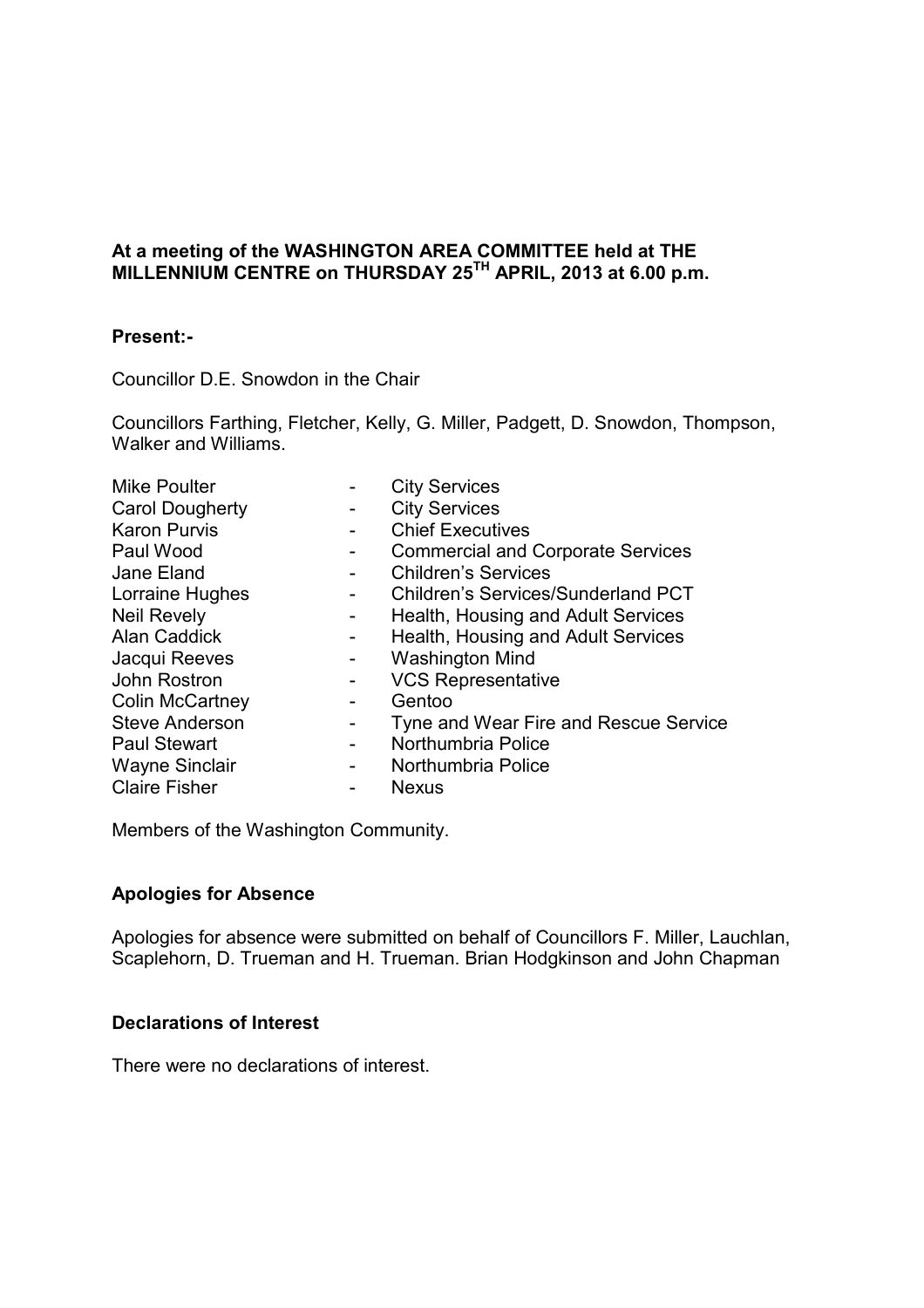**At a meeting of the WASHINGTON AREA COMMITTEE held at THE MILLENNIUM CENTRE on THURSDAY 25TH APRIL, 2013 at 6.00 p.m.**

**Present:-**

Councillor D.E. Snowdon in the Chair

Councillors Farthing, Fletcher, Kelly, G. Miller, Padgett, D. Snowdon, Thompson, Walker and Williams.

| | | |
|---|---|---|
| Mike Poulter | - | City Services |
| Carol Dougherty | - | City Services |
| Karon Purvis | - | Chief Executives |
| Paul Wood | - | Commercial and Corporate Services |
| Jane Eland | - | Children's Services |
| Lorraine Hughes | - | Children's Services/Sunderland PCT |
| Neil Revely | - | Health, Housing and Adult Services |
| Alan Caddick | - | Health, Housing and Adult Services |
| Jacqui Reeves | - | Washington Mind |
| John Rostron | - | VCS Representative |
| Colin McCartney | - | Gentoo |
| Steve Anderson | - | Tyne and Wear Fire and Rescue Service |
| Paul Stewart | - | Northumbria Police |
| Wayne Sinclair | - | Northumbria Police |
| Claire Fisher | - | Nexus |

Members of the Washington Community.

**Apologies for Absence**

Apologies for absence were submitted on behalf of Councillors F. Miller, Lauchlan, Scaplehorn, D. Trueman and H. Trueman. Brian Hodgkinson and John Chapman

**Declarations of Interest**

There were no declarations of interest.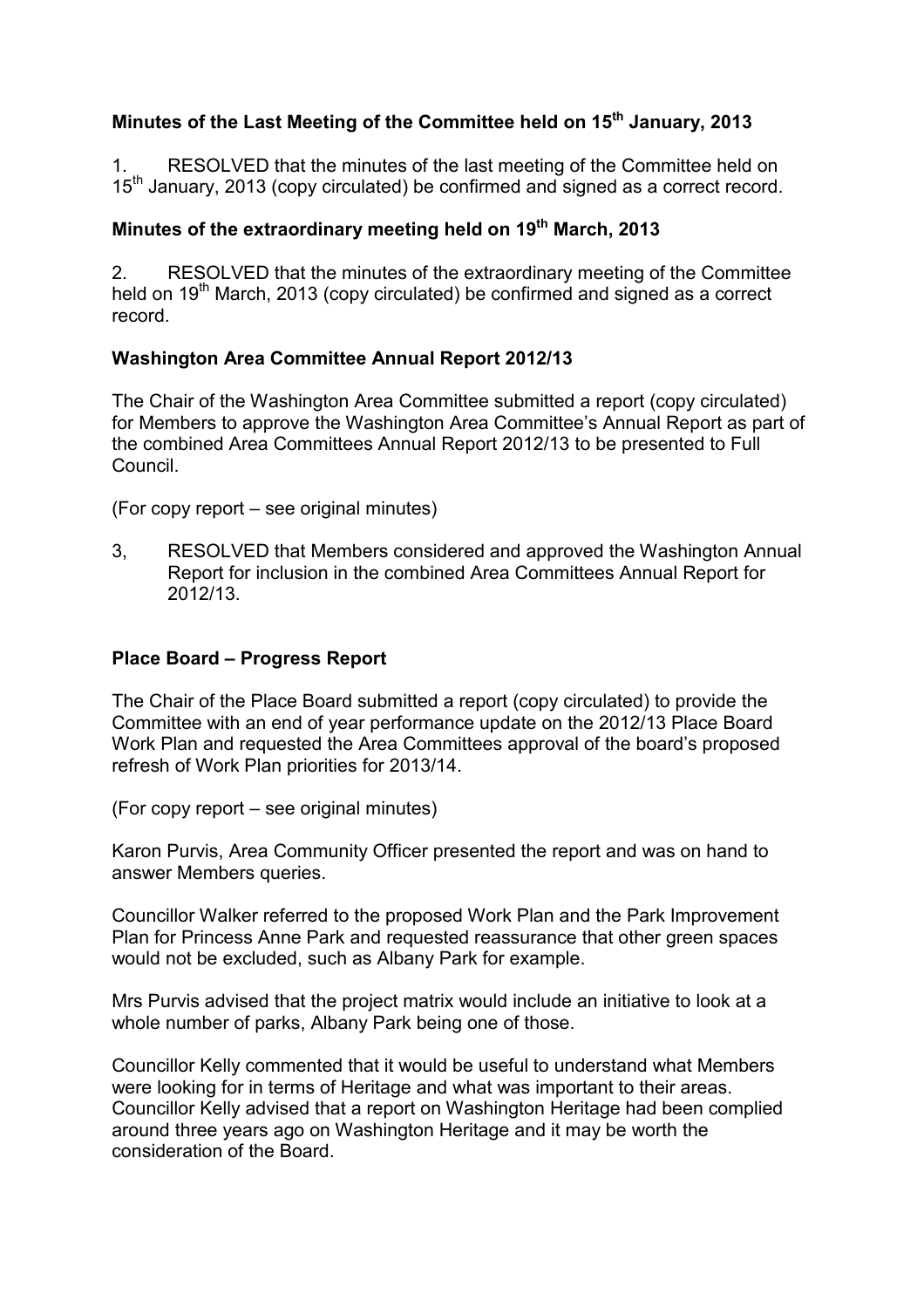## Minutes of the Last Meeting of the Committee held on 15th January, 2013

1. RESOLVED that the minutes of the last meeting of the Committee held on 15th January, 2013 (copy circulated) be confirmed and signed as a correct record.

## Minutes of the extraordinary meeting held on 19th March, 2013

2. RESOLVED that the minutes of the extraordinary meeting of the Committee held on 19th March, 2013 (copy circulated) be confirmed and signed as a correct record.

## Washington Area Committee Annual Report 2012/13

The Chair of the Washington Area Committee submitted a report (copy circulated) for Members to approve the Washington Area Committee's Annual Report as part of the combined Area Committees Annual Report 2012/13 to be presented to Full Council.

(For copy report – see original minutes)

3, RESOLVED that Members considered and approved the Washington Annual Report for inclusion in the combined Area Committees Annual Report for 2012/13.

## Place Board – Progress Report

The Chair of the Place Board submitted a report (copy circulated) to provide the Committee with an end of year performance update on the 2012/13 Place Board Work Plan and requested the Area Committees approval of the board's proposed refresh of Work Plan priorities for 2013/14.

(For copy report – see original minutes)

Karon Purvis, Area Community Officer presented the report and was on hand to answer Members queries.

Councillor Walker referred to the proposed Work Plan and the Park Improvement Plan for Princess Anne Park and requested reassurance that other green spaces would not be excluded, such as Albany Park for example.

Mrs Purvis advised that the project matrix would include an initiative to look at a whole number of parks, Albany Park being one of those.

Councillor Kelly commented that it would be useful to understand what Members were looking for in terms of Heritage and what was important to their areas. Councillor Kelly advised that a report on Washington Heritage had been complied around three years ago on Washington Heritage and it may be worth the consideration of the Board.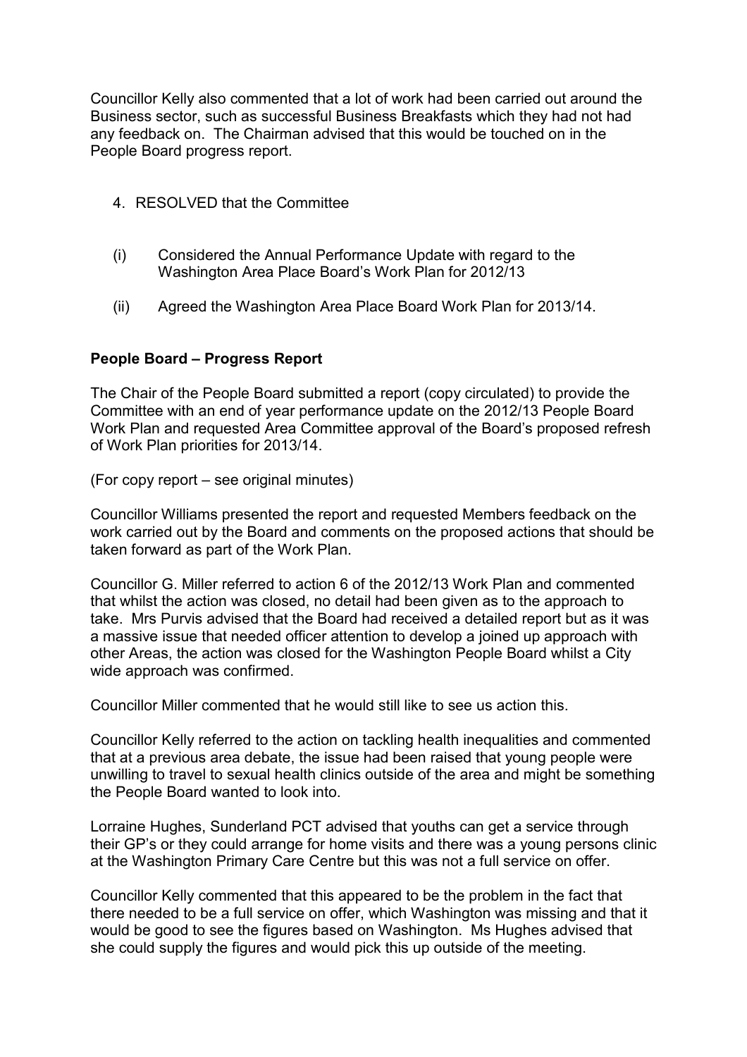Councillor Kelly also commented that a lot of work had been carried out around the Business sector, such as successful Business Breakfasts which they had not had any feedback on. The Chairman advised that this would be touched on in the People Board progress report.

4. RESOLVED that the Committee

(i) Considered the Annual Performance Update with regard to the Washington Area Place Board's Work Plan for 2012/13

(ii) Agreed the Washington Area Place Board Work Plan for 2013/14.

**People Board – Progress Report**

The Chair of the People Board submitted a report (copy circulated) to provide the Committee with an end of year performance update on the 2012/13 People Board Work Plan and requested Area Committee approval of the Board's proposed refresh of Work Plan priorities for 2013/14.

(For copy report – see original minutes)

Councillor Williams presented the report and requested Members feedback on the work carried out by the Board and comments on the proposed actions that should be taken forward as part of the Work Plan.

Councillor G. Miller referred to action 6 of the 2012/13 Work Plan and commented that whilst the action was closed, no detail had been given as to the approach to take. Mrs Purvis advised that the Board had received a detailed report but as it was a massive issue that needed officer attention to develop a joined up approach with other Areas, the action was closed for the Washington People Board whilst a City wide approach was confirmed.

Councillor Miller commented that he would still like to see us action this.

Councillor Kelly referred to the action on tackling health inequalities and commented that at a previous area debate, the issue had been raised that young people were unwilling to travel to sexual health clinics outside of the area and might be something the People Board wanted to look into.

Lorraine Hughes, Sunderland PCT advised that youths can get a service through their GP's or they could arrange for home visits and there was a young persons clinic at the Washington Primary Care Centre but this was not a full service on offer.

Councillor Kelly commented that this appeared to be the problem in the fact that there needed to be a full service on offer, which Washington was missing and that it would be good to see the figures based on Washington. Ms Hughes advised that she could supply the figures and would pick this up outside of the meeting.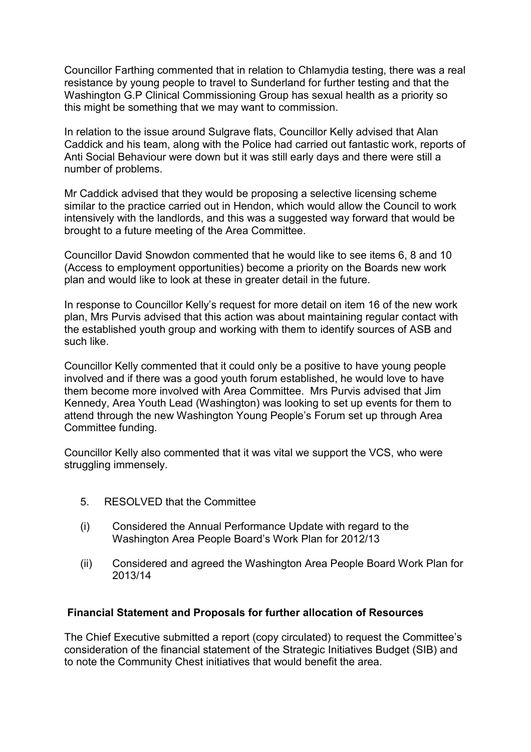Councillor Farthing commented that in relation to Chlamydia testing, there was a real resistance by young people to travel to Sunderland for further testing and that the Washington G.P Clinical Commissioning Group has sexual health as a priority so this might be something that we may want to commission.

In relation to the issue around Sulgrave flats, Councillor Kelly advised that Alan Caddick and his team, along with the Police had carried out fantastic work, reports of Anti Social Behaviour were down but it was still early days and there were still a number of problems.

Mr Caddick advised that they would be proposing a selective licensing scheme similar to the practice carried out in Hendon, which would allow the Council to work intensively with the landlords, and this was a suggested way forward that would be brought to a future meeting of the Area Committee.

Councillor David Snowdon commented that he would like to see items 6, 8 and 10 (Access to employment opportunities) become a priority on the Boards new work plan and would like to look at these in greater detail in the future.

In response to Councillor Kelly's request for more detail on item 16 of the new work plan, Mrs Purvis advised that this action was about maintaining regular contact with the established youth group and working with them to identify sources of ASB and such like.

Councillor Kelly commented that it could only be a positive to have young people involved and if there was a good youth forum established, he would love to have them become more involved with Area Committee. Mrs Purvis advised that Jim Kennedy, Area Youth Lead (Washington) was looking to set up events for them to attend through the new Washington Young People's Forum set up through Area Committee funding.

Councillor Kelly also commented that it was vital we support the VCS, who were struggling immensely.

5. RESOLVED that the Committee

(i) Considered the Annual Performance Update with regard to the Washington Area People Board's Work Plan for 2012/13

(ii) Considered and agreed the Washington Area People Board Work Plan for 2013/14

**Financial Statement and Proposals for further allocation of Resources**

The Chief Executive submitted a report (copy circulated) to request the Committee's consideration of the financial statement of the Strategic Initiatives Budget (SIB) and to note the Community Chest initiatives that would benefit the area.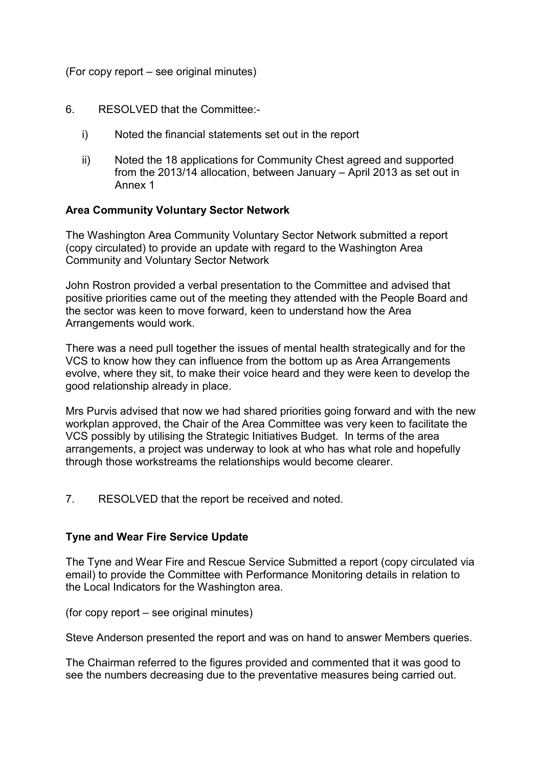(For copy report – see original minutes)

6. RESOLVED that the Committee:-

   i) Noted the financial statements set out in the report

   ii) Noted the 18 applications for Community Chest agreed and supported from the 2013/14 allocation, between January – April 2013 as set out in Annex 1

**Area Community Voluntary Sector Network**

The Washington Area Community Voluntary Sector Network submitted a report (copy circulated) to provide an update with regard to the Washington Area Community and Voluntary Sector Network

John Rostron provided a verbal presentation to the Committee and advised that positive priorities came out of the meeting they attended with the People Board and the sector was keen to move forward, keen to understand how the Area Arrangements would work.

There was a need pull together the issues of mental health strategically and for the VCS to know how they can influence from the bottom up as Area Arrangements evolve, where they sit, to make their voice heard and they were keen to develop the good relationship already in place.

Mrs Purvis advised that now we had shared priorities going forward and with the new workplan approved, the Chair of the Area Committee was very keen to facilitate the VCS possibly by utilising the Strategic Initiatives Budget. In terms of the area arrangements, a project was underway to look at who has what role and hopefully through those workstreams the relationships would become clearer.

7. RESOLVED that the report be received and noted.

**Tyne and Wear Fire Service Update**

The Tyne and Wear Fire and Rescue Service Submitted a report (copy circulated via email) to provide the Committee with Performance Monitoring details in relation to the Local Indicators for the Washington area.

(for copy report – see original minutes)

Steve Anderson presented the report and was on hand to answer Members queries.

The Chairman referred to the figures provided and commented that it was good to see the numbers decreasing due to the preventative measures being carried out.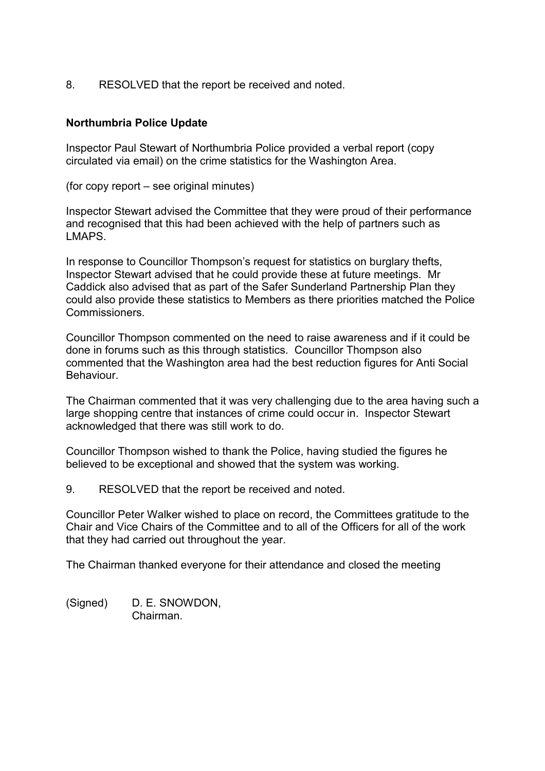8. RESOLVED that the report be received and noted.

**Northumbria Police Update**

Inspector Paul Stewart of Northumbria Police provided a verbal report (copy circulated via email) on the crime statistics for the Washington Area.

(for copy report – see original minutes)

Inspector Stewart advised the Committee that they were proud of their performance and recognised that this had been achieved with the help of partners such as LMAPS.

In response to Councillor Thompson's request for statistics on burglary thefts, Inspector Stewart advised that he could provide these at future meetings. Mr Caddick also advised that as part of the Safer Sunderland Partnership Plan they could also provide these statistics to Members as there priorities matched the Police Commissioners.

Councillor Thompson commented on the need to raise awareness and if it could be done in forums such as this through statistics. Councillor Thompson also commented that the Washington area had the best reduction figures for Anti Social Behaviour.

The Chairman commented that it was very challenging due to the area having such a large shopping centre that instances of crime could occur in. Inspector Stewart acknowledged that there was still work to do.

Councillor Thompson wished to thank the Police, having studied the figures he believed to be exceptional and showed that the system was working.

9. RESOLVED that the report be received and noted.

Councillor Peter Walker wished to place on record, the Committees gratitude to the Chair and Vice Chairs of the Committee and to all of the Officers for all of the work that they had carried out throughout the year.

The Chairman thanked everyone for their attendance and closed the meeting

(Signed) D. E. SNOWDON,
Chairman.